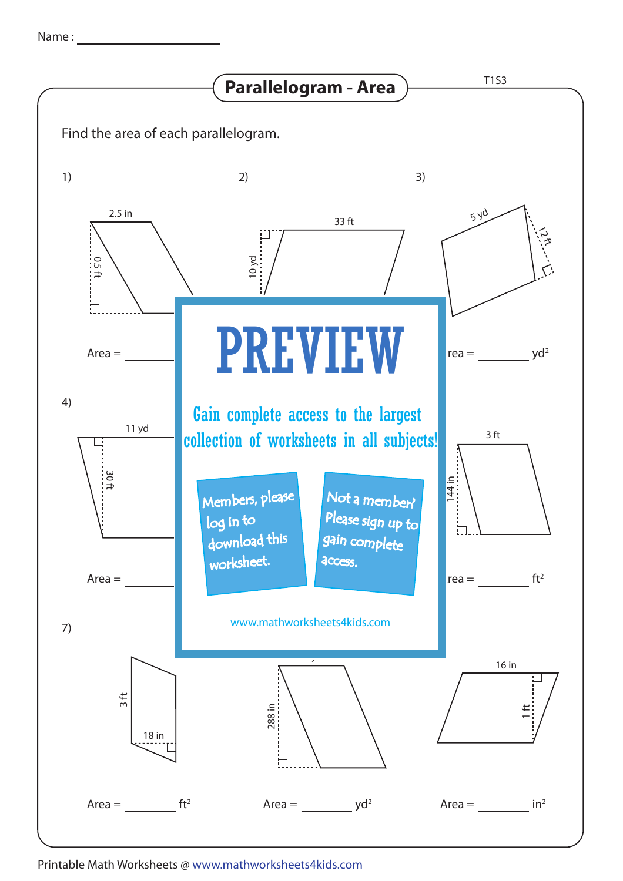Name : ____________________

# Parallelogram - Area

T1S3

Find the area of each parallelogram.

1)

2.5 in

0.5 ft

Area = ________

2)

33 ft

10 yd

3)

5 yd

12 ft

Area = ________ $yd^2$

4)

11 yd

30 ft

Area = ________

3 ft

144 in

Area = ________ $ft^2$

**PREVIEW**

Gain complete access to the largest collection of worksheets in all subjects!

Members, please log in to download this worksheet.

Not a member? Please sign up to gain complete access.

www.mathworksheets4kids.com

7)

3 ft

18 in

Area = ________ $ft^2$

288 in

Area = ________ $yd^2$

16 in

1 ft

Area = ________ $in^2$

Printable Math Worksheets @ www.mathworksheets4kids.com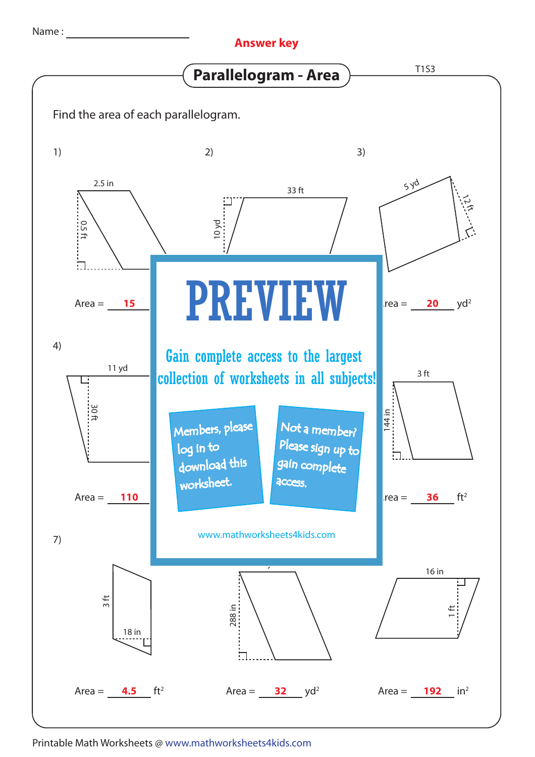Name : ____________________

**Answer key**

# Parallelogram - Area

T1S3

Find the area of each parallelogram.

1)

2.5 in

0.5 ft

Area = **15**

2)

33 ft

10 yd

3)

5 yd

12 ft

Area = **20** $yd^2$

4)

11 yd

30 ft

Area = **110**

3 ft

144 in

Area = **36** $ft^2$

# PREVIEW

Gain complete access to the largest collection of worksheets in all subjects!

Members, please log in to download this worksheet.

Not a member? Please sign up to gain complete access.

www.mathworksheets4kids.com

7)

3 ft

18 in

Area = **4.5** $ft^2$

288 in

Area = **32** $yd^2$

16 in

1 ft

Area = **192** $in^2$

Printable Math Worksheets @ www.mathworksheets4kids.com